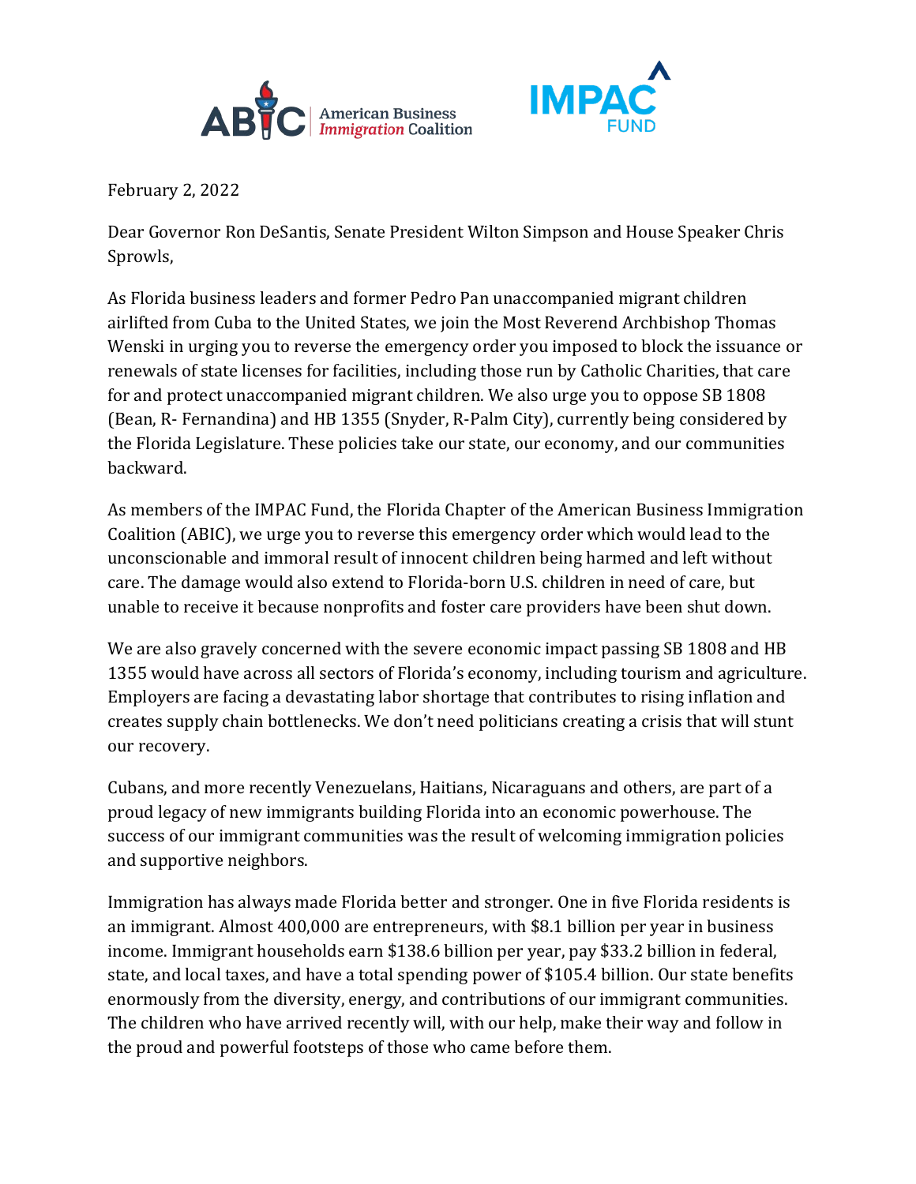February 2, 2022

Dear Governor Ron DeSantis, Senate President Wilton Simpson and House Speaker Chris Sprowls,

As Florida business leaders and former Pedro Pan unaccompanied migrant children airlifted from Cuba to the United States, we join the Most Reverend Archbishop Thomas Wenski in urging you to reverse the emergency order you imposed to block the issuance or renewals of state licenses for facilities, including those run by Catholic Charities, that care for and protect unaccompanied migrant children. We also urge you to oppose SB 1808 (Bean, R- Fernandina) and HB 1355 (Snyder, R-Palm City), currently being considered by the Florida Legislature. These policies take our state, our economy, and our communities backward.

As members of the IMPAC Fund, the Florida Chapter of the American Business Immigration Coalition (ABIC), we urge you to reverse this emergency order which would lead to the unconscionable and immoral result of innocent children being harmed and left without care. The damage would also extend to Florida-born U.S. children in need of care, but unable to receive it because nonprofits and foster care providers have been shut down.

We are also gravely concerned with the severe economic impact passing SB 1808 and HB 1355 would have across all sectors of Florida's economy, including tourism and agriculture. Employers are facing a devastating labor shortage that contributes to rising inflation and creates supply chain bottlenecks. We don't need politicians creating a crisis that will stunt our recovery.

Cubans, and more recently Venezuelans, Haitians, Nicaraguans and others, are part of a proud legacy of new immigrants building Florida into an economic powerhouse. The success of our immigrant communities was the result of welcoming immigration policies and supportive neighbors.

Immigration has always made Florida better and stronger. One in five Florida residents is an immigrant. Almost 400,000 are entrepreneurs, with $8.1 billion per year in business income. Immigrant households earn $138.6 billion per year, pay $33.2 billion in federal, state, and local taxes, and have a total spending power of $105.4 billion. Our state benefits enormously from the diversity, energy, and contributions of our immigrant communities. The children who have arrived recently will, with our help, make their way and follow in the proud and powerful footsteps of those who came before them.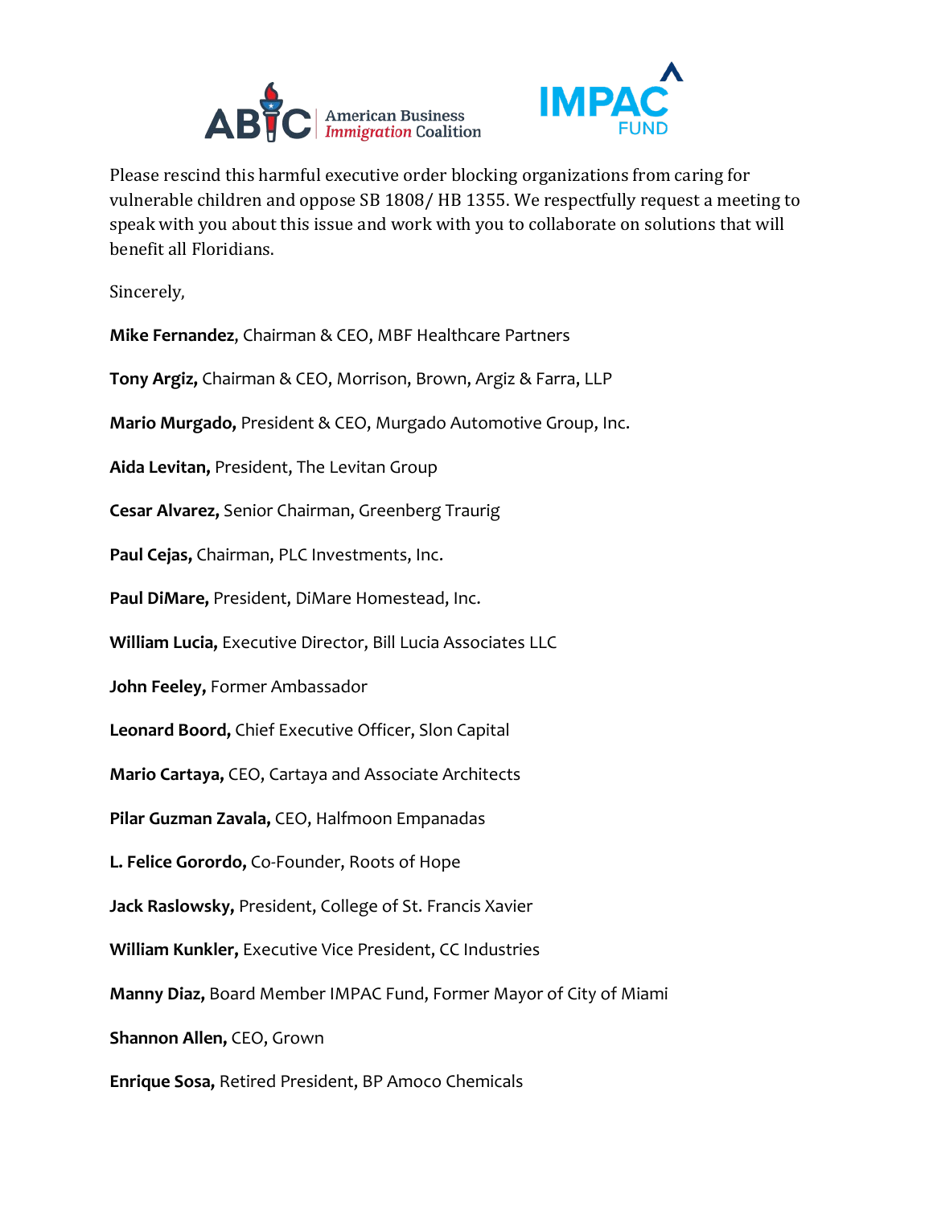Please rescind this harmful executive order blocking organizations from caring for vulnerable children and oppose SB 1808/ HB 1355. We respectfully request a meeting to speak with you about this issue and work with you to collaborate on solutions that will benefit all Floridians.

Sincerely,

**Mike Fernandez**, Chairman & CEO, MBF Healthcare Partners

**Tony Argiz,** Chairman & CEO, Morrison, Brown, Argiz & Farra, LLP

**Mario Murgado,** President & CEO, Murgado Automotive Group, Inc.

**Aida Levitan,** President, The Levitan Group

**Cesar Alvarez,** Senior Chairman, Greenberg Traurig

**Paul Cejas,** Chairman, PLC Investments, Inc.

**Paul DiMare,** President, DiMare Homestead, Inc.

**William Lucia,** Executive Director, Bill Lucia Associates LLC

**John Feeley,** Former Ambassador

**Leonard Boord,** Chief Executive Officer, Slon Capital

**Mario Cartaya,** CEO, Cartaya and Associate Architects

**Pilar Guzman Zavala,** CEO, Halfmoon Empanadas

**L. Felice Gorordo,** Co-Founder, Roots of Hope

**Jack Raslowsky,** President, College of St. Francis Xavier

**William Kunkler,** Executive Vice President, CC Industries

**Manny Diaz,** Board Member IMPAC Fund, Former Mayor of City of Miami

**Shannon Allen,** CEO, Grown

**Enrique Sosa,** Retired President, BP Amoco Chemicals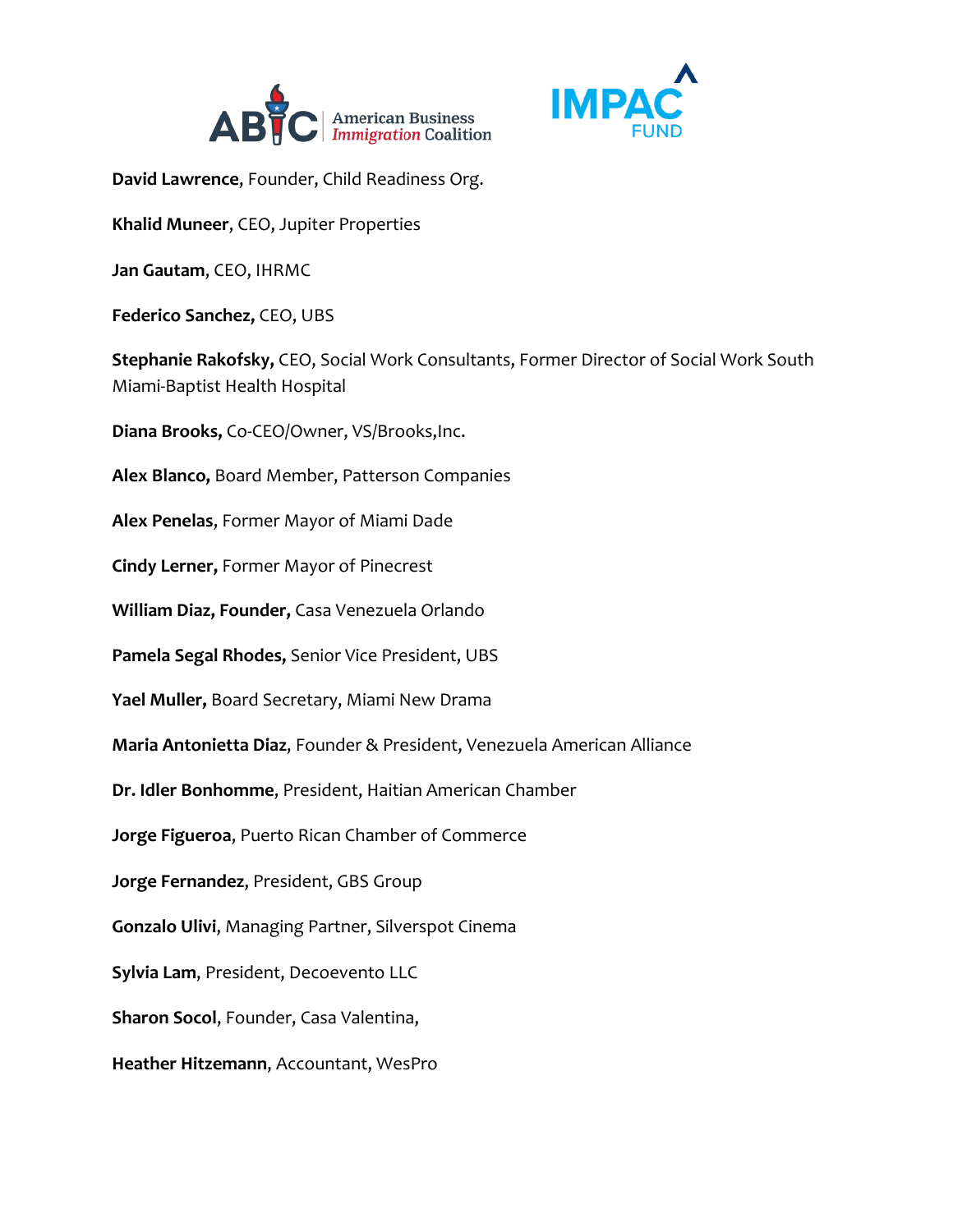**David Lawrence**, Founder, Child Readiness Org.

**Khalid Muneer**, CEO, Jupiter Properties

**Jan Gautam**, CEO, IHRMC

**Federico Sanchez,** CEO, UBS

**Stephanie Rakofsky,** CEO, Social Work Consultants, Former Director of Social Work South Miami-Baptist Health Hospital

**Diana Brooks,** Co-CEO/Owner, VS/Brooks,Inc.

**Alex Blanco,** Board Member, Patterson Companies

**Alex Penelas**, Former Mayor of Miami Dade

**Cindy Lerner,** Former Mayor of Pinecrest

**William Diaz, Founder,** Casa Venezuela Orlando

**Pamela Segal Rhodes,** Senior Vice President, UBS

**Yael Muller,** Board Secretary, Miami New Drama

**Maria Antonietta Diaz**, Founder & President, Venezuela American Alliance

**Dr. Idler Bonhomme**, President, Haitian American Chamber

**Jorge Figueroa**, Puerto Rican Chamber of Commerce

**Jorge Fernandez**, President, GBS Group

**Gonzalo Ulivi**, Managing Partner, Silverspot Cinema

**Sylvia Lam**, President, Decoevento LLC

**Sharon Socol**, Founder, Casa Valentina,

**Heather Hitzemann**, Accountant, WesPro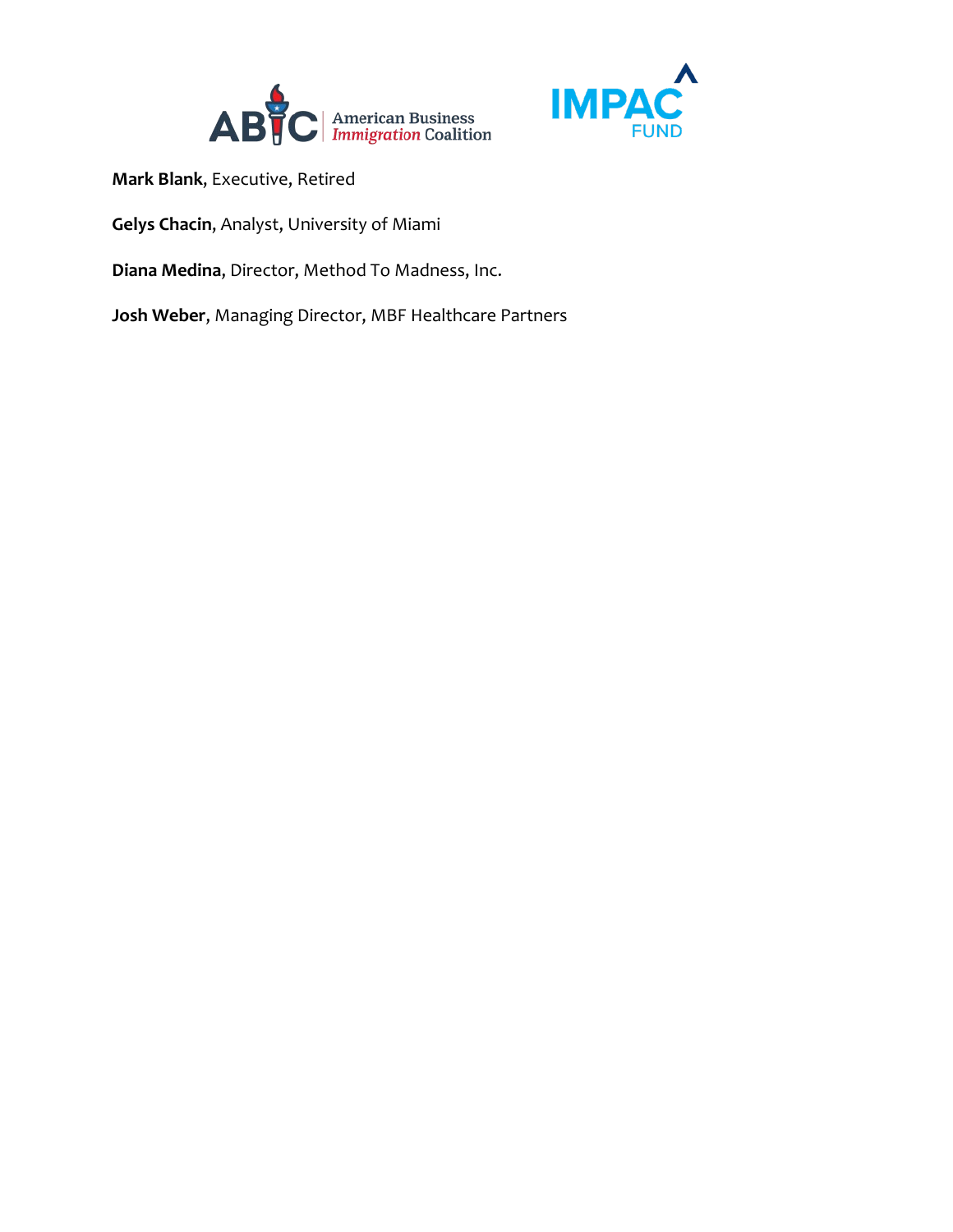**Mark Blank**, Executive, Retired

**Gelys Chacin**, Analyst, University of Miami

**Diana Medina**, Director, Method To Madness, Inc.

**Josh Weber**, Managing Director, MBF Healthcare Partners